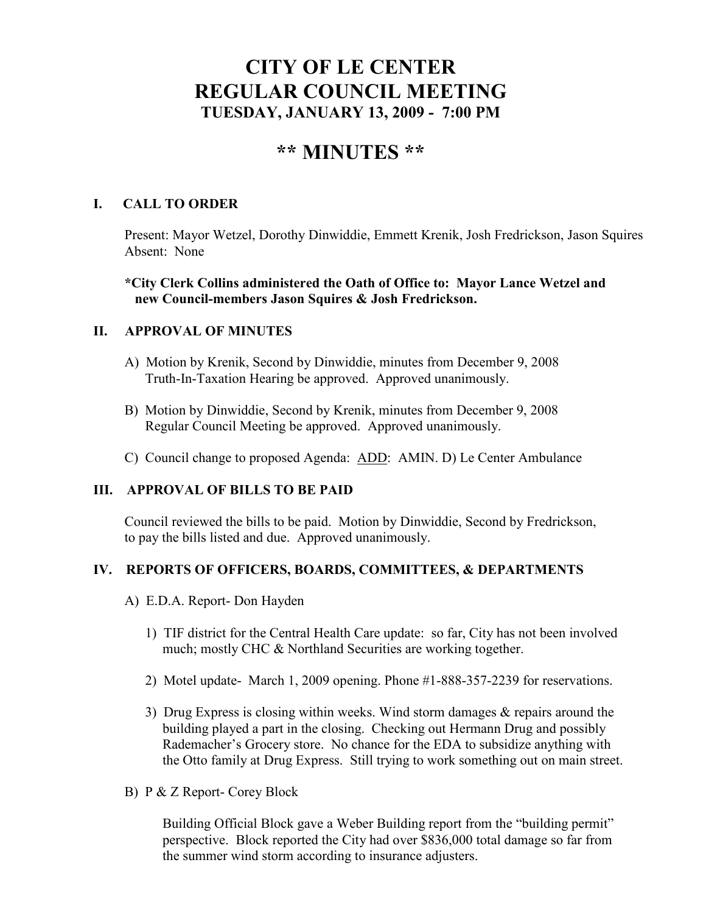# CITY OF LE CENTER
# REGULAR COUNCIL MEETING
### TUESDAY, JANUARY 13, 2009 - 7:00 PM

# ** MINUTES **

## I. CALL TO ORDER

Present: Mayor Wetzel, Dorothy Dinwiddie, Emmett Krenik, Josh Fredrickson, Jason Squires
Absent: None

**\*City Clerk Collins administered the Oath of Office to: Mayor Lance Wetzel and new Council-members Jason Squires & Josh Fredrickson.**

## II. APPROVAL OF MINUTES

A) Motion by Krenik, Second by Dinwiddie, minutes from December 9, 2008 Truth-In-Taxation Hearing be approved. Approved unanimously.

B) Motion by Dinwiddie, Second by Krenik, minutes from December 9, 2008 Regular Council Meeting be approved. Approved unanimously.

C) Council change to proposed Agenda: ADD: AMIN. D) Le Center Ambulance

## III. APPROVAL OF BILLS TO BE PAID

Council reviewed the bills to be paid. Motion by Dinwiddie, Second by Fredrickson, to pay the bills listed and due. Approved unanimously.

## IV. REPORTS OF OFFICERS, BOARDS, COMMITTEES, & DEPARTMENTS

A) E.D.A. Report- Don Hayden

1) TIF district for the Central Health Care update: so far, City has not been involved much; mostly CHC & Northland Securities are working together.

2) Motel update- March 1, 2009 opening. Phone #1-888-357-2239 for reservations.

3) Drug Express is closing within weeks. Wind storm damages & repairs around the building played a part in the closing. Checking out Hermann Drug and possibly Rademacher's Grocery store. No chance for the EDA to subsidize anything with the Otto family at Drug Express. Still trying to work something out on main street.

B) P & Z Report- Corey Block

Building Official Block gave a Weber Building report from the "building permit" perspective. Block reported the City had over $836,000 total damage so far from the summer wind storm according to insurance adjusters.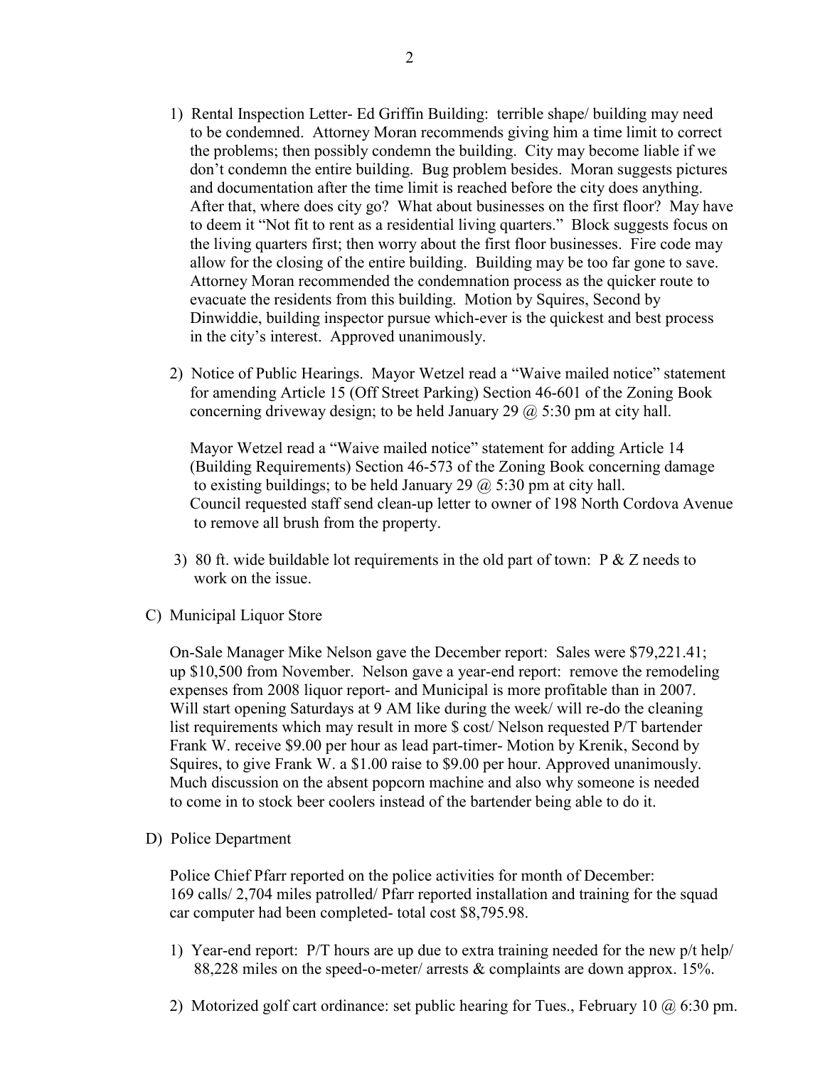1) Rental Inspection Letter- Ed Griffin Building: terrible shape/ building may need to be condemned. Attorney Moran recommends giving him a time limit to correct the problems; then possibly condemn the building. City may become liable if we don't condemn the entire building. Bug problem besides. Moran suggests pictures and documentation after the time limit is reached before the city does anything. After that, where does city go? What about businesses on the first floor? May have to deem it "Not fit to rent as a residential living quarters." Block suggests focus on the living quarters first; then worry about the first floor businesses. Fire code may allow for the closing of the entire building. Building may be too far gone to save. Attorney Moran recommended the condemnation process as the quicker route to evacuate the residents from this building. Motion by Squires, Second by Dinwiddie, building inspector pursue which-ever is the quickest and best process in the city's interest. Approved unanimously.

2) Notice of Public Hearings. Mayor Wetzel read a "Waive mailed notice" statement for amending Article 15 (Off Street Parking) Section 46-601 of the Zoning Book concerning driveway design; to be held January 29 @ 5:30 pm at city hall.

   Mayor Wetzel read a "Waive mailed notice" statement for adding Article 14 (Building Requirements) Section 46-573 of the Zoning Book concerning damage to existing buildings; to be held January 29 @ 5:30 pm at city hall. Council requested staff send clean-up letter to owner of 198 North Cordova Avenue to remove all brush from the property.

3) 80 ft. wide buildable lot requirements in the old part of town: P & Z needs to work on the issue.

C) Municipal Liquor Store

On-Sale Manager Mike Nelson gave the December report: Sales were $79,221.41; up $10,500 from November. Nelson gave a year-end report: remove the remodeling expenses from 2008 liquor report- and Municipal is more profitable than in 2007. Will start opening Saturdays at 9 AM like during the week/ will re-do the cleaning list requirements which may result in more $ cost/ Nelson requested P/T bartender Frank W. receive $9.00 per hour as lead part-timer- Motion by Krenik, Second by Squires, to give Frank W. a $1.00 raise to $9.00 per hour. Approved unanimously. Much discussion on the absent popcorn machine and also why someone is needed to come in to stock beer coolers instead of the bartender being able to do it.

D) Police Department

Police Chief Pfarr reported on the police activities for month of December: 169 calls/ 2,704 miles patrolled/ Pfarr reported installation and training for the squad car computer had been completed- total cost $8,795.98.

1) Year-end report: P/T hours are up due to extra training needed for the new p/t help/ 88,228 miles on the speed-o-meter/ arrests & complaints are down approx. 15%.

2) Motorized golf cart ordinance: set public hearing for Tues., February 10 @ 6:30 pm.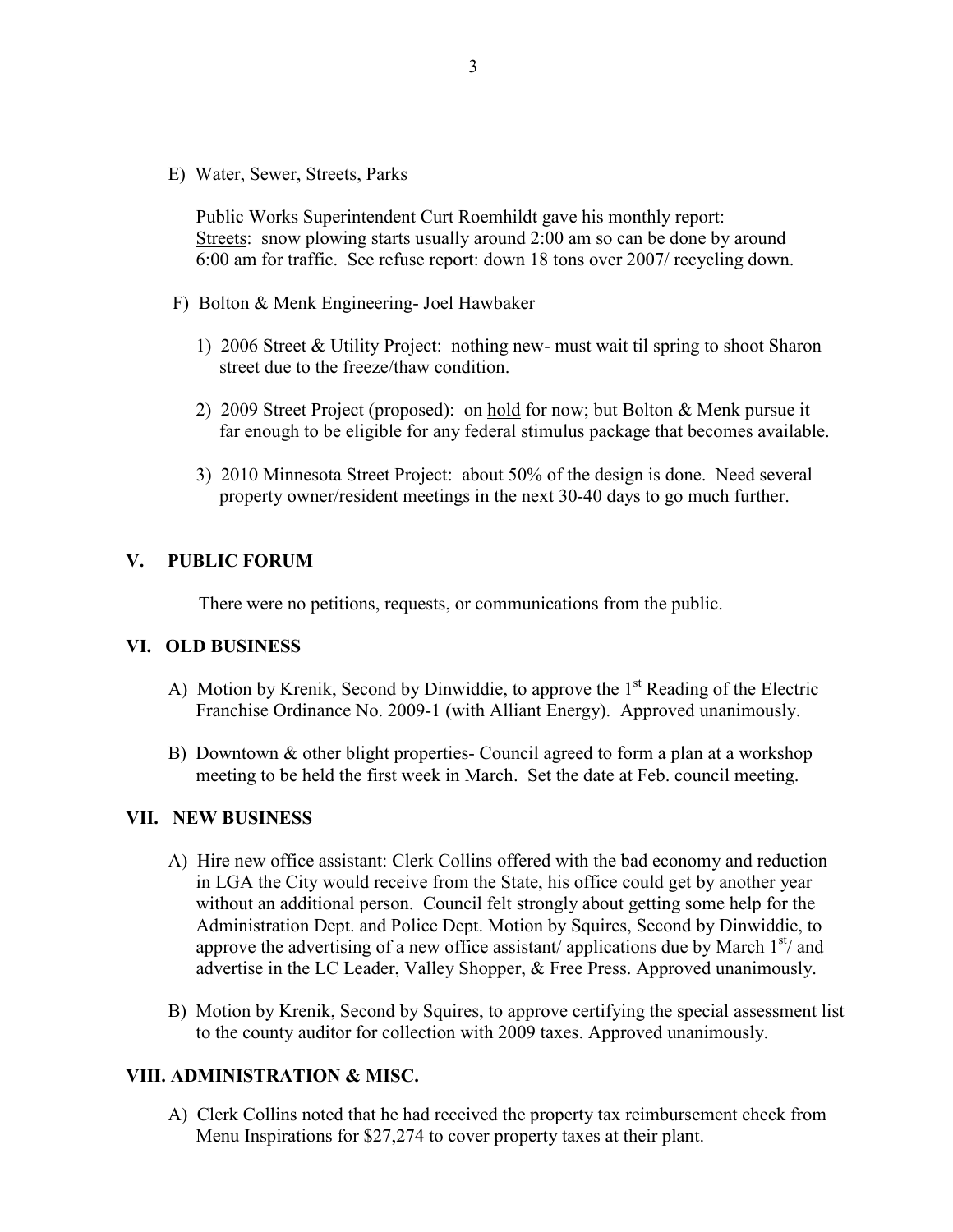E) Water, Sewer, Streets, Parks

Public Works Superintendent Curt Roemhildt gave his monthly report:
Streets: snow plowing starts usually around 2:00 am so can be done by around 6:00 am for traffic. See refuse report: down 18 tons over 2007/ recycling down.

F) Bolton & Menk Engineering- Joel Hawbaker

1) 2006 Street & Utility Project: nothing new- must wait til spring to shoot Sharon street due to the freeze/thaw condition.

2) 2009 Street Project (proposed): on hold for now; but Bolton & Menk pursue it far enough to be eligible for any federal stimulus package that becomes available.

3) 2010 Minnesota Street Project: about 50% of the design is done. Need several property owner/resident meetings in the next 30-40 days to go much further.

## V. PUBLIC FORUM

There were no petitions, requests, or communications from the public.

## VI. OLD BUSINESS

A) Motion by Krenik, Second by Dinwiddie, to approve the 1st Reading of the Electric Franchise Ordinance No. 2009-1 (with Alliant Energy). Approved unanimously.

B) Downtown & other blight properties- Council agreed to form a plan at a workshop meeting to be held the first week in March. Set the date at Feb. council meeting.

## VII. NEW BUSINESS

A) Hire new office assistant: Clerk Collins offered with the bad economy and reduction in LGA the City would receive from the State, his office could get by another year without an additional person. Council felt strongly about getting some help for the Administration Dept. and Police Dept. Motion by Squires, Second by Dinwiddie, to approve the advertising of a new office assistant/ applications due by March 1st/ and advertise in the LC Leader, Valley Shopper, & Free Press. Approved unanimously.

B) Motion by Krenik, Second by Squires, to approve certifying the special assessment list to the county auditor for collection with 2009 taxes. Approved unanimously.

## VIII. ADMINISTRATION & MISC.

A) Clerk Collins noted that he had received the property tax reimbursement check from Menu Inspirations for $27,274 to cover property taxes at their plant.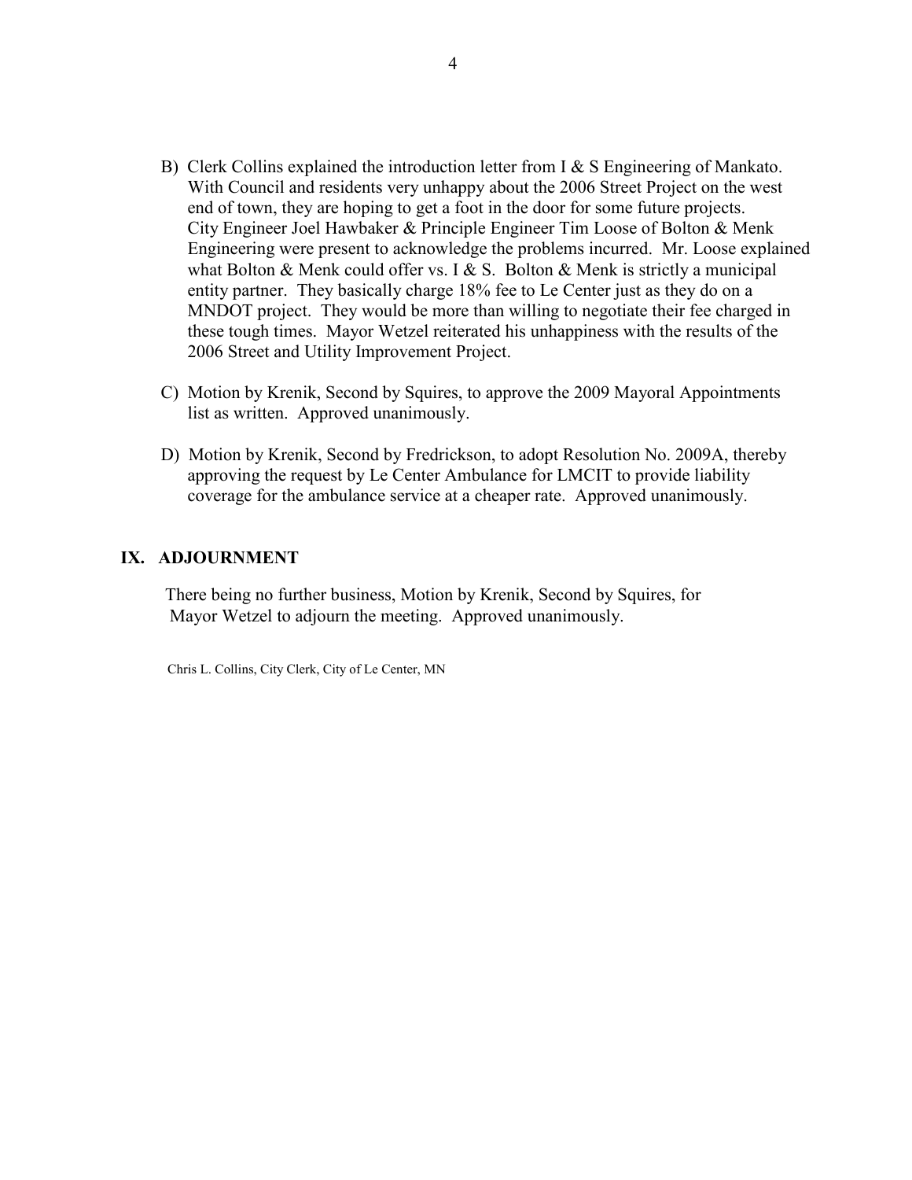B) Clerk Collins explained the introduction letter from I & S Engineering of Mankato. With Council and residents very unhappy about the 2006 Street Project on the west end of town, they are hoping to get a foot in the door for some future projects. City Engineer Joel Hawbaker & Principle Engineer Tim Loose of Bolton & Menk Engineering were present to acknowledge the problems incurred. Mr. Loose explained what Bolton & Menk could offer vs. I & S. Bolton & Menk is strictly a municipal entity partner. They basically charge 18% fee to Le Center just as they do on a MNDOT project. They would be more than willing to negotiate their fee charged in these tough times. Mayor Wetzel reiterated his unhappiness with the results of the 2006 Street and Utility Improvement Project.

C) Motion by Krenik, Second by Squires, to approve the 2009 Mayoral Appointments list as written. Approved unanimously.

D) Motion by Krenik, Second by Fredrickson, to adopt Resolution No. 2009A, thereby approving the request by Le Center Ambulance for LMCIT to provide liability coverage for the ambulance service at a cheaper rate. Approved unanimously.

## IX. ADJOURNMENT

There being no further business, Motion by Krenik, Second by Squires, for Mayor Wetzel to adjourn the meeting. Approved unanimously.

Chris L. Collins, City Clerk, City of Le Center, MN